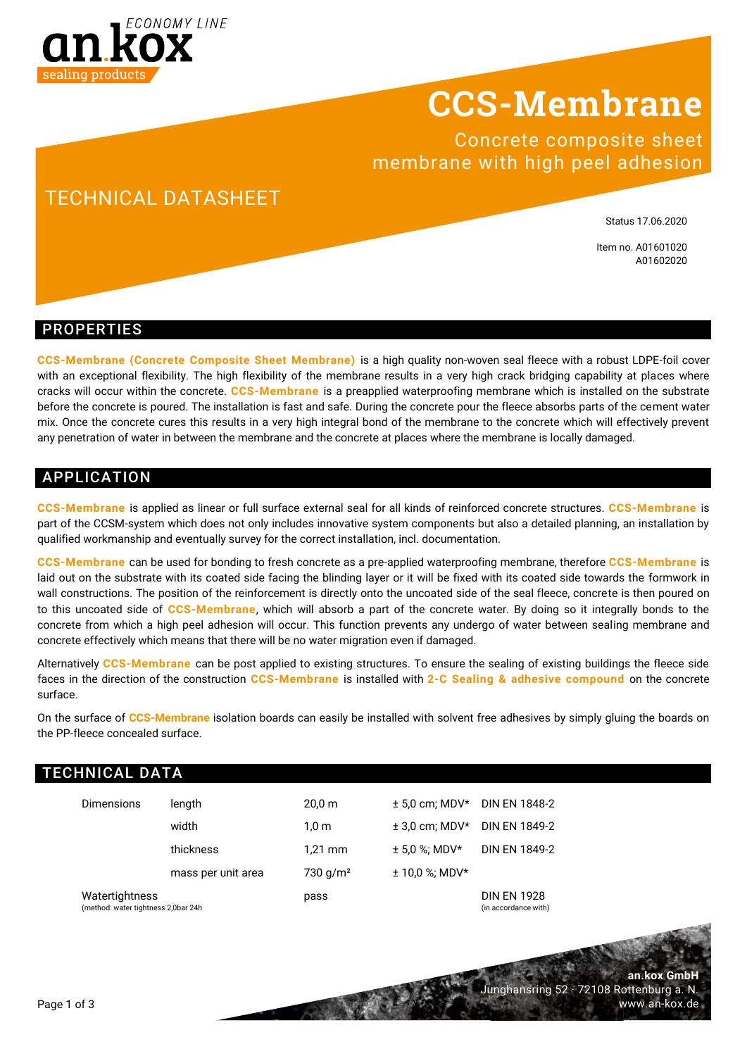an.kox ECONOMY LINE sealing products

# CCS-Membrane

Concrete composite sheet membrane with high peel adhesion

## TECHNICAL DATASHEET

Status 17.06.2020

Item no. A01601020
A01602020

## PROPERTIES

**CCS-Membrane (Concrete Composite Sheet Membrane)** is a high quality non-woven seal fleece with a robust LDPE-foil cover with an exceptional flexibility. The high flexibility of the membrane results in a very high crack bridging capability at places where cracks will occur within the concrete. **CCS-Membrane** is a preapplied waterproofing membrane which is installed on the substrate before the concrete is poured. The installation is fast and safe. During the concrete pour the fleece absorbs parts of the cement water mix. Once the concrete cures this results in a very high integral bond of the membrane to the concrete which will effectively prevent any penetration of water in between the membrane and the concrete at places where the membrane is locally damaged.

## APPLICATION

**CCS-Membrane** is applied as linear or full surface external seal for all kinds of reinforced concrete structures. **CCS-Membrane** is part of the CCSM-system which does not only includes innovative system components but also a detailed planning, an installation by qualified workmanship and eventually survey for the correct installation, incl. documentation.

**CCS-Membrane** can be used for bonding to fresh concrete as a pre-applied waterproofing membrane, therefore **CCS-Membrane** is laid out on the substrate with its coated side facing the blinding layer or it will be fixed with its coated side towards the formwork in wall constructions. The position of the reinforcement is directly onto the uncoated side of the seal fleece, concrete is then poured on to this uncoated side of **CCS-Membrane**, which will absorb a part of the concrete water. By doing so it integrally bonds to the concrete from which a high peel adhesion will occur. This function prevents any undergo of water between sealing membrane and concrete effectively which means that there will be no water migration even if damaged.

Alternatively **CCS-Membrane** can be post applied to existing structures. To ensure the sealing of existing buildings the fleece side faces in the direction of the construction **CCS-Membrane** is installed with **2-C Sealing & adhesive compound** on the concrete surface.

On the surface of **CCS-Membrane** isolation boards can easily be installed with solvent free adhesives by simply gluing the boards on the PP-fleece concealed surface.

## TECHNICAL DATA

| | | | | |
|---|---|---|---|---|
| Dimensions | length | 20,0 m | ± 5,0 cm; MDV* | DIN EN 1848-2 |
| | width | 1,0 m | ± 3,0 cm; MDV* | DIN EN 1849-2 |
| | thickness | 1,21 mm | ± 5,0 %; MDV* | DIN EN 1849-2 |
| | mass per unit area | 730 g/m² | ± 10,0 %; MDV* | |
| Watertightness (method: water tightness 2,0bar 24h) | | pass | | DIN EN 1928 (in accordance with) |

**an.kox GmbH**
Junghansring 52 · 72108 Rottenburg a. N.
www.an-kox.de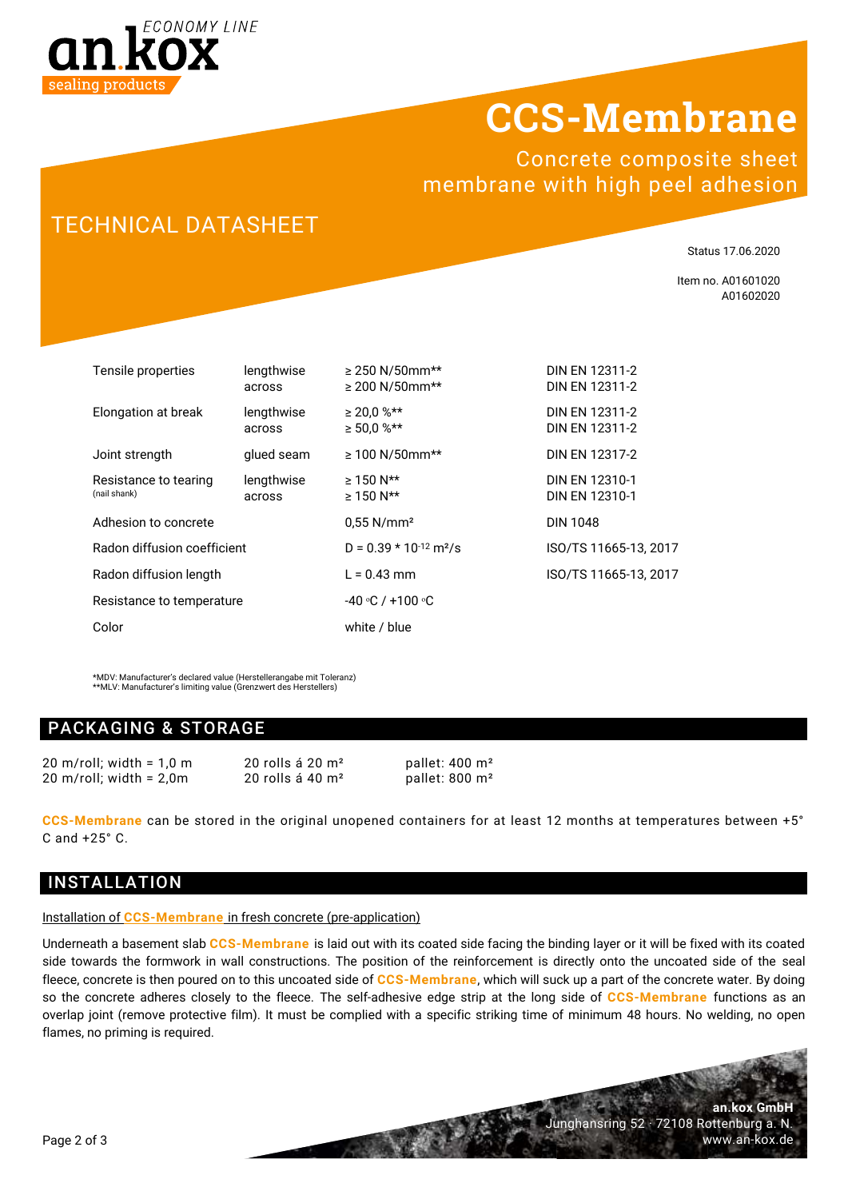# CCS-Membrane

Concrete composite sheet membrane with high peel adhesion

## TECHNICAL DATASHEET

Status 17.06.2020

Item no. A01601020
A01602020

| | | | |
|---|---|---|---|
| Tensile properties | lengthwise<br>across | ≥ 250 N/50mm**<br>≥ 200 N/50mm** | DIN EN 12311-2<br>DIN EN 12311-2 |
| Elongation at break | lengthwise<br>across | ≥ 20,0 %**<br>≥ 50,0 %** | DIN EN 12311-2<br>DIN EN 12311-2 |
| Joint strength | glued seam | ≥ 100 N/50mm** | DIN EN 12317-2 |
| Resistance to tearing (nail shank) | lengthwise<br>across | ≥ 150 N**<br>≥ 150 N** | DIN EN 12310-1<br>DIN EN 12310-1 |
| Adhesion to concrete | | 0,55 N/mm² | DIN 1048 |
| Radon diffusion coefficient | | $D = 0.39 * 10^{-12}$ m²/s | ISO/TS 11665-13, 2017 |
| Radon diffusion length | | L = 0.43 mm | ISO/TS 11665-13, 2017 |
| Resistance to temperature | | -40 °C / +100 °C | |
| Color | | white / blue | |

*MDV: Manufacturer's declared value (Herstellerangabe mit Toleranz)
**MLV: Manufacturer's limiting value (Grenzwert des Herstellers)

## PACKAGING & STORAGE

| | | |
|---|---|---|
| 20 m/roll; width = 1,0 m | 20 rolls á 20 m² | pallet: 400 m² |
| 20 m/roll; width = 2,0m | 20 rolls á 40 m² | pallet: 800 m² |

**CCS-Membrane** can be stored in the original unopened containers for at least 12 months at temperatures between +5° C and +25° C.

## INSTALLATION

Installation of **CCS-Membrane** in fresh concrete (pre-application)

Underneath a basement slab **CCS-Membrane** is laid out with its coated side facing the binding layer or it will be fixed with its coated side towards the formwork in wall constructions. The position of the reinforcement is directly onto the uncoated side of the seal fleece, concrete is then poured on to this uncoated side of **CCS-Membrane**, which will suck up a part of the concrete water. By doing so the concrete adheres closely to the fleece. The self-adhesive edge strip at the long side of **CCS-Membrane** functions as an overlap joint (remove protective film). It must be complied with a specific striking time of minimum 48 hours. No welding, no open flames, no priming is required.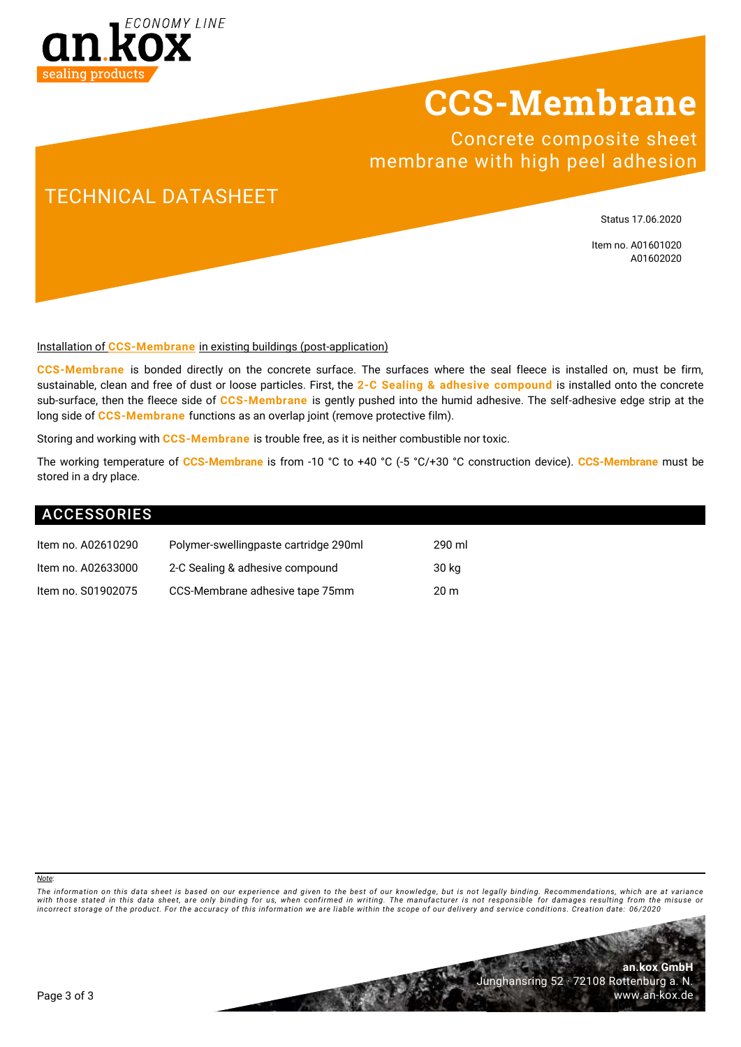an.kox ECONOMY LINE
sealing products

# CCS-Membrane

Concrete composite sheet membrane with high peel adhesion

## TECHNICAL DATASHEET

Status 17.06.2020

Item no. A01601020
A01602020

Installation of **CCS-Membrane** in existing buildings (post-application)

**CCS-Membrane** is bonded directly on the concrete surface. The surfaces where the seal fleece is installed on, must be firm, sustainable, clean and free of dust or loose particles. First, the **2-C Sealing & adhesive compound** is installed onto the concrete sub-surface, then the fleece side of **CCS-Membrane** is gently pushed into the humid adhesive. The self-adhesive edge strip at the long side of **CCS-Membrane** functions as an overlap joint (remove protective film).

Storing and working with **CCS-Membrane** is trouble free, as it is neither combustible nor toxic.

The working temperature of **CCS-Membrane** is from -10 °C to +40 °C (-5 °C/+30 °C construction device). **CCS-Membrane** must be stored in a dry place.

## ACCESSORIES

| | | |
|---|---|---|
| Item no. A02610290 | Polymer-swellingpaste cartridge 290ml | 290 ml |
| Item no. A02633000 | 2-C Sealing & adhesive compound | 30 kg |
| Item no. S01902075 | CCS-Membrane adhesive tape 75mm | 20 m |

*Note:*

*The information on this data sheet is based on our experience and given to the best of our knowledge, but is not legally binding. Recommendations, which are at variance with those stated in this data sheet, are only binding for us, when confirmed in writing. The manufacturer is not responsible for damages resulting from the misuse or incorrect storage of the product. For the accuracy of this information we are liable within the scope of our delivery and service conditions. Creation date: 06/2020*

**an.kox GmbH**
Junghansring 52 · 72108 Rottenburg a. N.
www.an-kox.de